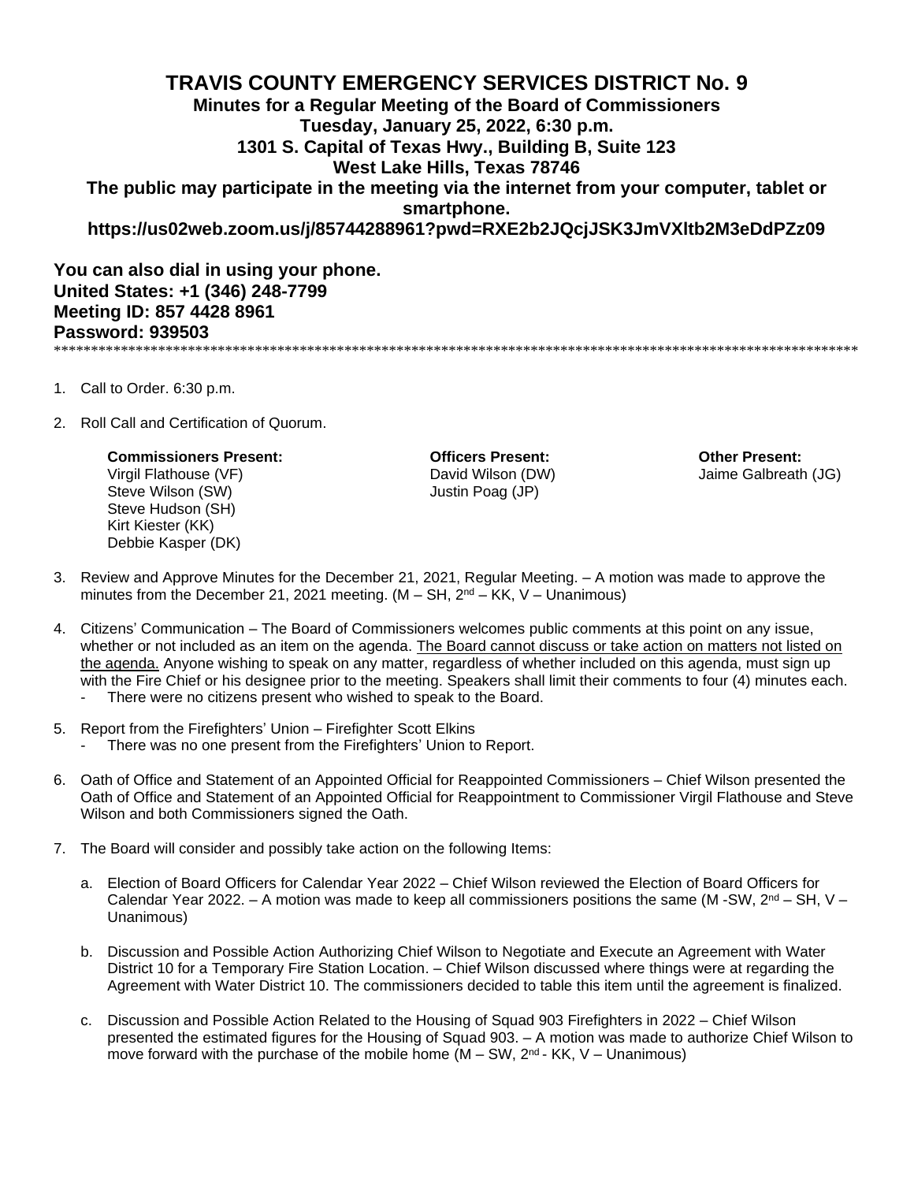# TRAVIS COUNTY EMERGENCY SERVICES DISTRICT No. 9

**Minutes for a Regular Meeting of the Board of Commissioners**
**Tuesday, January 25, 2022, 6:30 p.m.**
**1301 S. Capital of Texas Hwy., Building B, Suite 123**
**West Lake Hills, Texas 78746**
**The public may participate in the meeting via the internet from your computer, tablet or smartphone.**
**https://us02web.zoom.us/j/85744288961?pwd=RXE2b2JQcjJSK3JmVXltb2M3eDdPZz09**

**You can also dial in using your phone.**
**United States: +1 (346) 248-7799**
**Meeting ID: 857 4428 8961**
**Password: 939503**

*****************************************************************************************************************

1. Call to Order. 6:30 p.m.

2. Roll Call and Certification of Quorum.

   **Commissioners Present:**
   Virgil Flathouse (VF)
   Steve Wilson (SW)
   Steve Hudson (SH)
   Kirt Kiester (KK)
   Debbie Kasper (DK)

   **Officers Present:**
   David Wilson (DW)
   Justin Poag (JP)

   **Other Present:**
   Jaime Galbreath (JG)

3. Review and Approve Minutes for the December 21, 2021, Regular Meeting. – A motion was made to approve the minutes from the December 21, 2021 meeting. (M – SH, 2nd – KK, V – Unanimous)

4. Citizens' Communication – The Board of Commissioners welcomes public comments at this point on any issue, whether or not included as an item on the agenda. <u>The Board cannot discuss or take action on matters not listed on the agenda.</u> Anyone wishing to speak on any matter, regardless of whether included on this agenda, must sign up with the Fire Chief or his designee prior to the meeting. Speakers shall limit their comments to four (4) minutes each.
   - There were no citizens present who wished to speak to the Board.

5. Report from the Firefighters' Union – Firefighter Scott Elkins
   - There was no one present from the Firefighters' Union to Report.

6. Oath of Office and Statement of an Appointed Official for Reappointed Commissioners – Chief Wilson presented the Oath of Office and Statement of an Appointed Official for Reappointment to Commissioner Virgil Flathouse and Steve Wilson and both Commissioners signed the Oath.

7. The Board will consider and possibly take action on the following Items:

   a. Election of Board Officers for Calendar Year 2022 – Chief Wilson reviewed the Election of Board Officers for Calendar Year 2022. – A motion was made to keep all commissioners positions the same (M -SW, 2nd – SH, V – Unanimous)

   b. Discussion and Possible Action Authorizing Chief Wilson to Negotiate and Execute an Agreement with Water District 10 for a Temporary Fire Station Location. – Chief Wilson discussed where things were at regarding the Agreement with Water District 10. The commissioners decided to table this item until the agreement is finalized.

   c. Discussion and Possible Action Related to the Housing of Squad 903 Firefighters in 2022 – Chief Wilson presented the estimated figures for the Housing of Squad 903. – A motion was made to authorize Chief Wilson to move forward with the purchase of the mobile home (M – SW, 2nd - KK, V – Unanimous)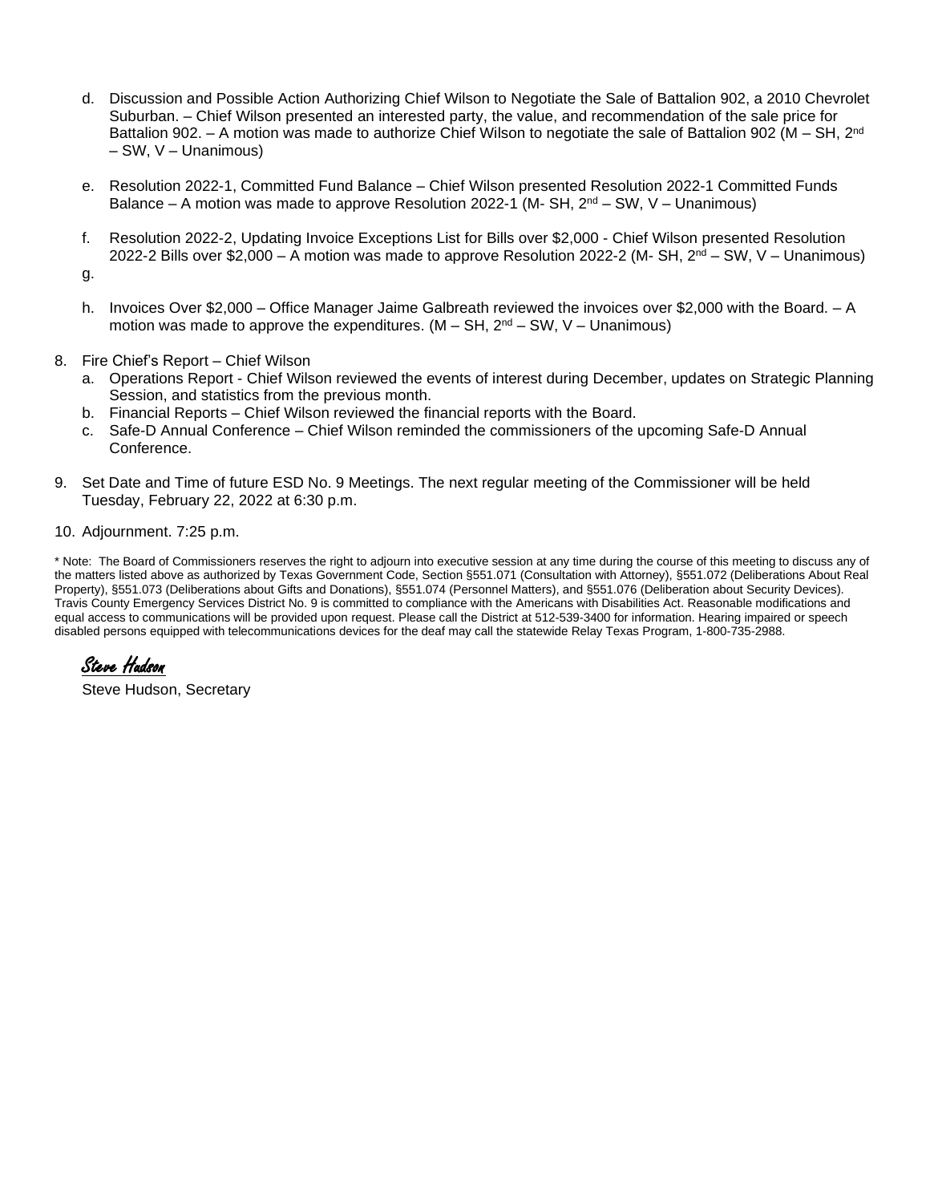d. Discussion and Possible Action Authorizing Chief Wilson to Negotiate the Sale of Battalion 902, a 2010 Chevrolet Suburban. – Chief Wilson presented an interested party, the value, and recommendation of the sale price for Battalion 902. – A motion was made to authorize Chief Wilson to negotiate the sale of Battalion 902 (M – SH, 2nd – SW, V – Unanimous)

e. Resolution 2022-1, Committed Fund Balance – Chief Wilson presented Resolution 2022-1 Committed Funds Balance – A motion was made to approve Resolution 2022-1 (M- SH, 2nd – SW, V – Unanimous)

f. Resolution 2022-2, Updating Invoice Exceptions List for Bills over $2,000 - Chief Wilson presented Resolution 2022-2 Bills over $2,000 – A motion was made to approve Resolution 2022-2 (M- SH, 2nd – SW, V – Unanimous)

g.

h. Invoices Over $2,000 – Office Manager Jaime Galbreath reviewed the invoices over $2,000 with the Board. – A motion was made to approve the expenditures. (M – SH, 2nd – SW, V – Unanimous)

8. Fire Chief's Report – Chief Wilson
   a. Operations Report - Chief Wilson reviewed the events of interest during December, updates on Strategic Planning Session, and statistics from the previous month.
   b. Financial Reports – Chief Wilson reviewed the financial reports with the Board.
   c. Safe-D Annual Conference – Chief Wilson reminded the commissioners of the upcoming Safe-D Annual Conference.

9. Set Date and Time of future ESD No. 9 Meetings. The next regular meeting of the Commissioner will be held Tuesday, February 22, 2022 at 6:30 p.m.

10. Adjournment. 7:25 p.m.

* Note: The Board of Commissioners reserves the right to adjourn into executive session at any time during the course of this meeting to discuss any of the matters listed above as authorized by Texas Government Code, Section §551.071 (Consultation with Attorney), §551.072 (Deliberations About Real Property), §551.073 (Deliberations about Gifts and Donations), §551.074 (Personnel Matters), and §551.076 (Deliberation about Security Devices). Travis County Emergency Services District No. 9 is committed to compliance with the Americans with Disabilities Act. Reasonable modifications and equal access to communications will be provided upon request. Please call the District at 512-539-3400 for information. Hearing impaired or speech disabled persons equipped with telecommunications devices for the deaf may call the statewide Relay Texas Program, 1-800-735-2988.

*Steve Hudson*

Steve Hudson, Secretary